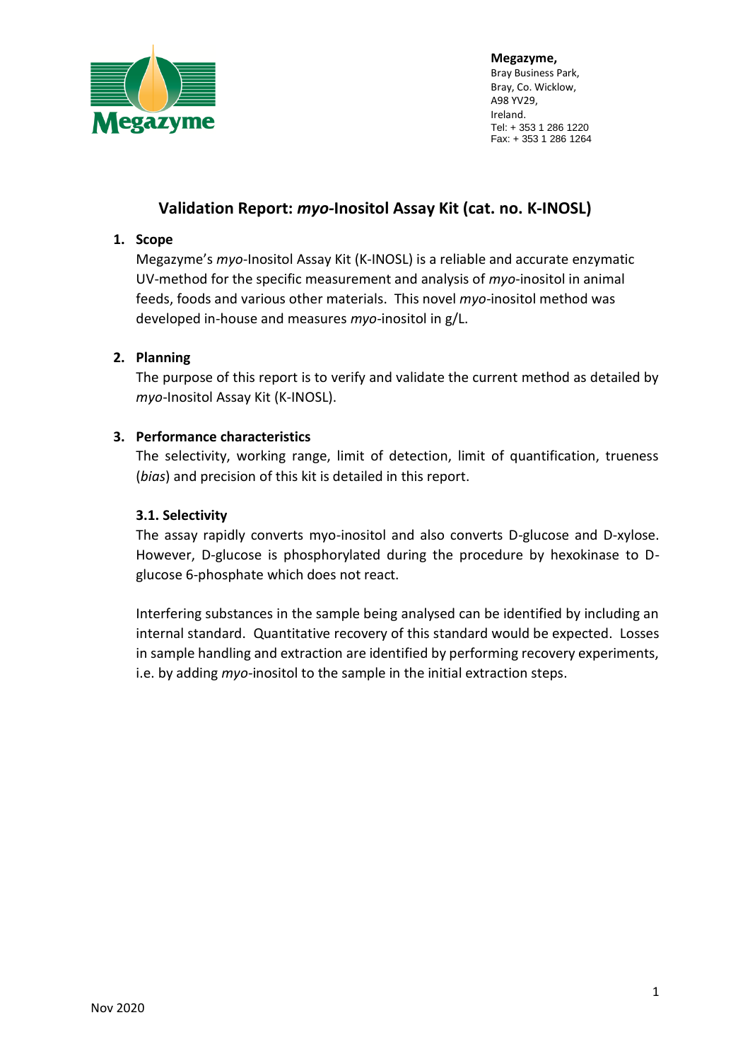Megazyme,
Bray Business Park,
Bray, Co. Wicklow,
A98 YV29,
Ireland.
Tel: + 353 1 286 1220
Fax: + 353 1 286 1264

# Validation Report: *myo*-Inositol Assay Kit (cat. no. K-INOSL)

## 1. Scope

Megazyme's *myo*-Inositol Assay Kit (K-INOSL) is a reliable and accurate enzymatic UV-method for the specific measurement and analysis of *myo*-inositol in animal feeds, foods and various other materials. This novel *myo*-inositol method was developed in-house and measures *myo*-inositol in g/L.

## 2. Planning

The purpose of this report is to verify and validate the current method as detailed by *myo*-Inositol Assay Kit (K-INOSL).

## 3. Performance characteristics

The selectivity, working range, limit of detection, limit of quantification, trueness (*bias*) and precision of this kit is detailed in this report.

### 3.1. Selectivity

The assay rapidly converts myo-inositol and also converts D-glucose and D-xylose. However, D-glucose is phosphorylated during the procedure by hexokinase to D-glucose 6-phosphate which does not react.

Interfering substances in the sample being analysed can be identified by including an internal standard. Quantitative recovery of this standard would be expected. Losses in sample handling and extraction are identified by performing recovery experiments, i.e. by adding *myo*-inositol to the sample in the initial extraction steps.

Nov 2020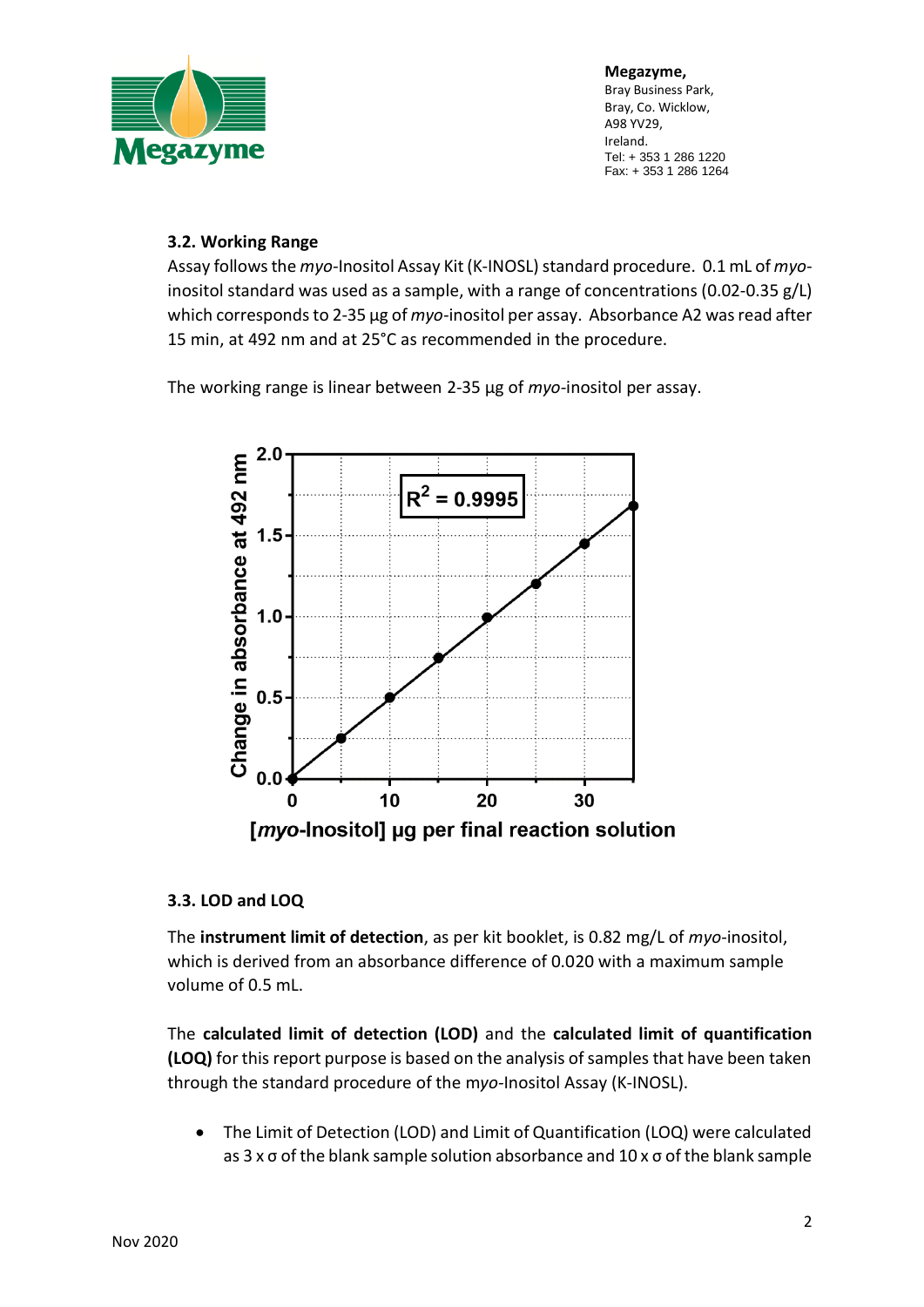### 3.2. Working Range

Assay follows the *myo*-Inositol Assay Kit (K-INOSL) standard procedure. 0.1 mL of *myo*-inositol standard was used as a sample, with a range of concentrations (0.02-0.35 g/L) which corresponds to 2-35 µg of *myo*-inositol per assay. Absorbance A2 was read after 15 min, at 492 nm and at 25°C as recommended in the procedure.

The working range is linear between 2-35 µg of *myo*-inositol per assay.

### 3.3. LOD and LOQ

The **instrument limit of detection**, as per kit booklet, is 0.82 mg/L of *myo*-inositol, which is derived from an absorbance difference of 0.020 with a maximum sample volume of 0.5 mL.

The **calculated limit of detection (LOD)** and the **calculated limit of quantification (LOQ)** for this report purpose is based on the analysis of samples that have been taken through the standard procedure of the *myo*-Inositol Assay (K-INOSL).

- The Limit of Detection (LOD) and Limit of Quantification (LOQ) were calculated as 3 x σ of the blank sample solution absorbance and 10 x σ of the blank sample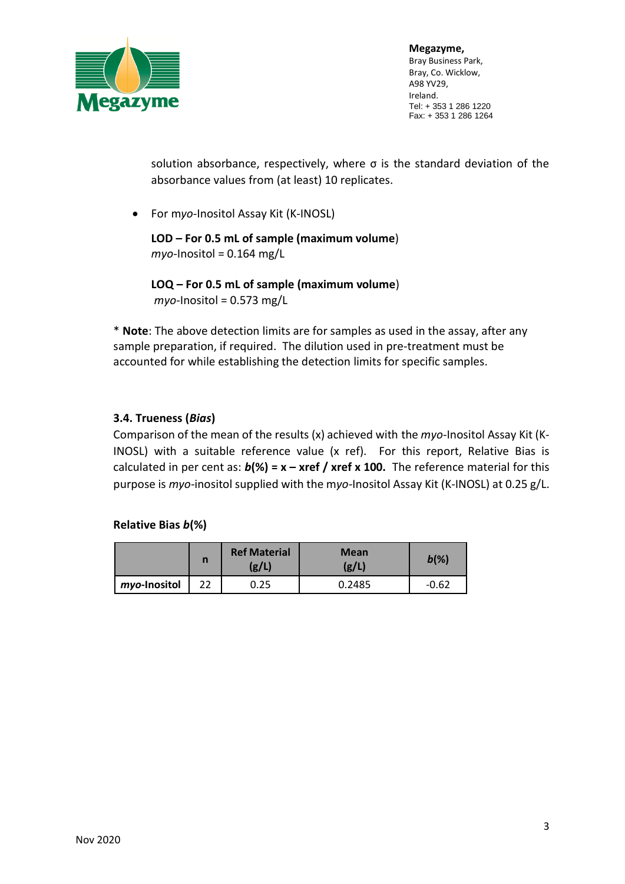solution absorbance, respectively, where σ is the standard deviation of the absorbance values from (at least) 10 replicates.

- For *myo*-Inositol Assay Kit (K-INOSL)

  **LOD – For 0.5 mL of sample (maximum volume)**
  *myo*-Inositol = 0.164 mg/L

  **LOQ – For 0.5 mL of sample (maximum volume)**
  *myo*-Inositol = 0.573 mg/L

\* **Note**: The above detection limits are for samples as used in the assay, after any sample preparation, if required. The dilution used in pre-treatment must be accounted for while establishing the detection limits for specific samples.

### 3.4. Trueness (*Bias*)

Comparison of the mean of the results (x) achieved with the *myo*-Inositol Assay Kit (K-INOSL) with a suitable reference value (x ref). For this report, Relative Bias is calculated in per cent as: ***b*(%) = x – xref / xref x 100.** The reference material for this purpose is *myo*-inositol supplied with the *myo*-Inositol Assay Kit (K-INOSL) at 0.25 g/L.

**Relative Bias *b*(%)**

| | n | Ref Material (g/L) | Mean (g/L) | *b*(%) |
|---|---|---|---|---|
| ***myo*-Inositol** | 22 | 0.25 | 0.2485 | -0.62 |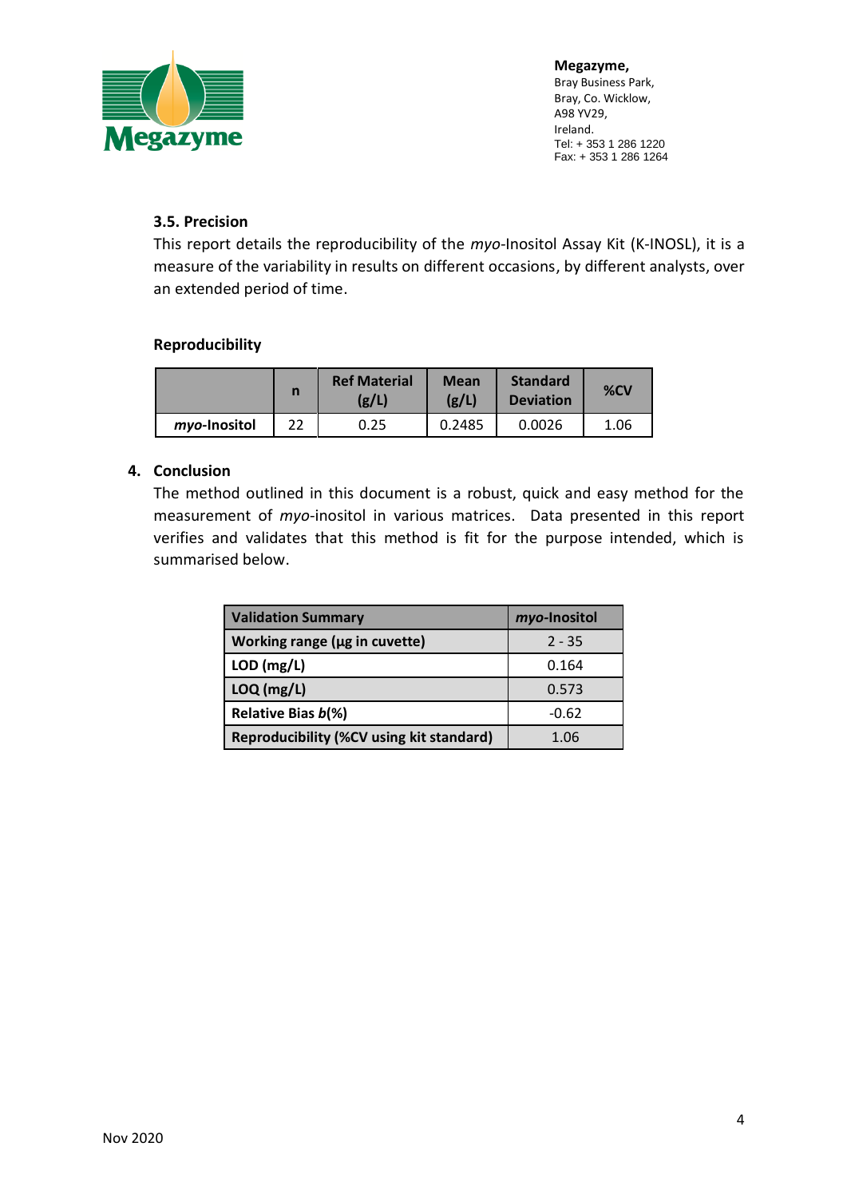### 3.5. Precision

This report details the reproducibility of the *myo*-Inositol Assay Kit (K-INOSL), it is a measure of the variability in results on different occasions, by different analysts, over an extended period of time.

**Reproducibility**

| | n | Ref Material (g/L) | Mean (g/L) | Standard Deviation | %CV |
|---|---|---|---|---|---|
| ***myo*-Inositol** | 22 | 0.25 | 0.2485 | 0.0026 | 1.06 |

## 4. Conclusion

The method outlined in this document is a robust, quick and easy method for the measurement of *myo*-inositol in various matrices. Data presented in this report verifies and validates that this method is fit for the purpose intended, which is summarised below.

| Validation Summary | *myo*-Inositol |
|---|---|
| **Working range (µg in cuvette)** | 2 - 35 |
| **LOD (mg/L)** | 0.164 |
| **LOQ (mg/L)** | 0.573 |
| **Relative Bias *b*(%)** | -0.62 |
| **Reproducibility (%CV using kit standard)** | 1.06 |

Nov 2020